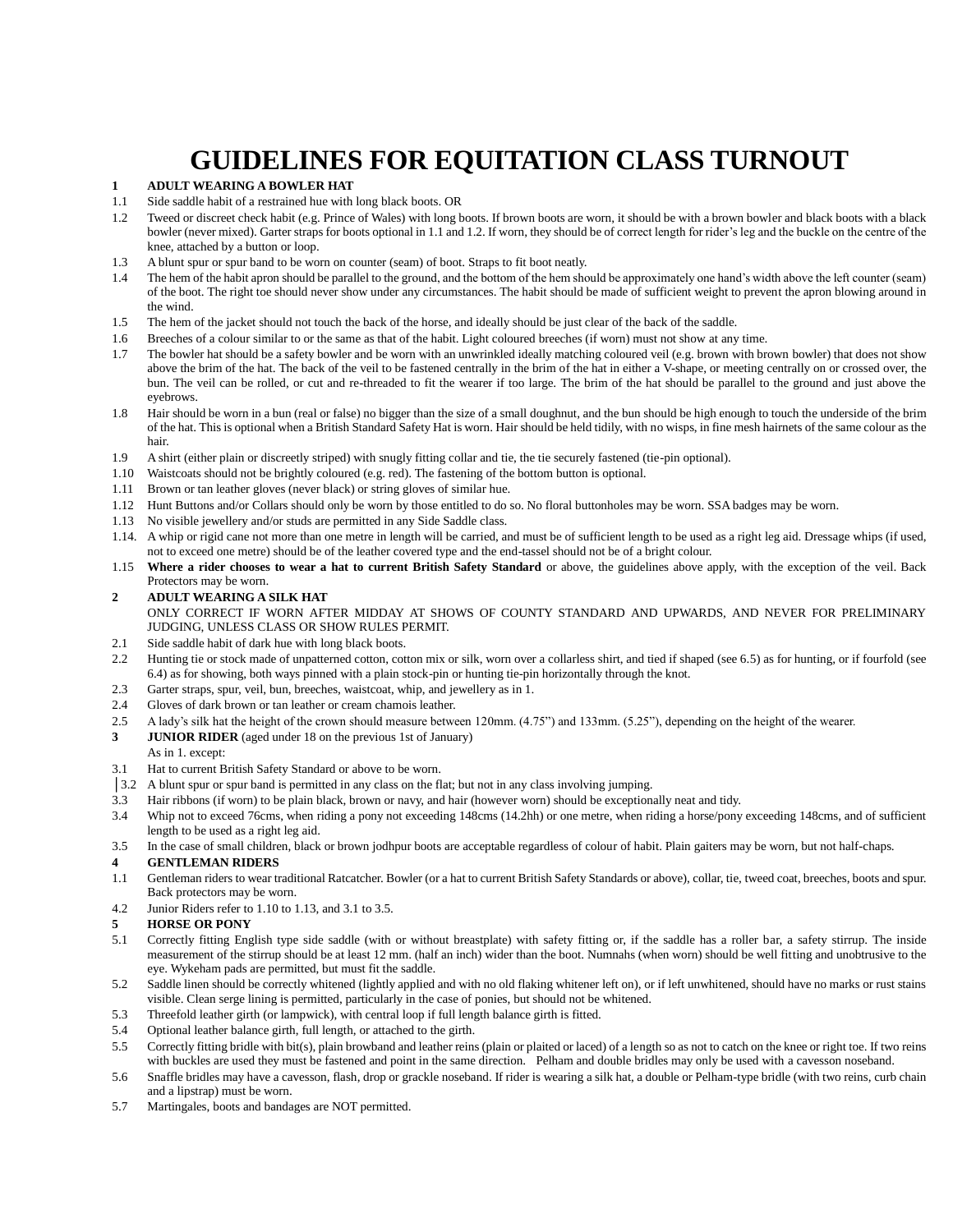# GUIDELINES FOR EQUITATION CLASS TURNOUT

**1 ADULT WEARING A BOWLER HAT**

1.1 Side saddle habit of a restrained hue with long black boots. OR

1.2 Tweed or discreet check habit (e.g. Prince of Wales) with long boots. If brown boots are worn, it should be with a brown bowler and black boots with a black bowler (never mixed). Garter straps for boots optional in 1.1 and 1.2. If worn, they should be of correct length for rider's leg and the buckle on the centre of the knee, attached by a button or loop.

1.3 A blunt spur or spur band to be worn on counter (seam) of boot. Straps to fit boot neatly.

1.4 The hem of the habit apron should be parallel to the ground, and the bottom of the hem should be approximately one hand's width above the left counter (seam) of the boot. The right toe should never show under any circumstances. The habit should be made of sufficient weight to prevent the apron blowing around in the wind.

1.5 The hem of the jacket should not touch the back of the horse, and ideally should be just clear of the back of the saddle.

1.6 Breeches of a colour similar to or the same as that of the habit. Light coloured breeches (if worn) must not show at any time.

1.7 The bowler hat should be a safety bowler and be worn with an unwrinkled ideally matching coloured veil (e.g. brown with brown bowler) that does not show above the brim of the hat. The back of the veil to be fastened centrally in the brim of the hat in either a V-shape, or meeting centrally on or crossed over, the bun. The veil can be rolled, or cut and re-threaded to fit the wearer if too large. The brim of the hat should be parallel to the ground and just above the eyebrows.

1.8 Hair should be worn in a bun (real or false) no bigger than the size of a small doughnut, and the bun should be high enough to touch the underside of the brim of the hat. This is optional when a British Standard Safety Hat is worn. Hair should be held tidily, with no wisps, in fine mesh hairnets of the same colour as the hair.

1.9 A shirt (either plain or discreetly striped) with snugly fitting collar and tie, the tie securely fastened (tie-pin optional).

1.10 Waistcoats should not be brightly coloured (e.g. red). The fastening of the bottom button is optional.

1.11 Brown or tan leather gloves (never black) or string gloves of similar hue.

1.12 Hunt Buttons and/or Collars should only be worn by those entitled to do so. No floral buttonholes may be worn. SSA badges may be worn.

1.13 No visible jewellery and/or studs are permitted in any Side Saddle class.

1.14. A whip or rigid cane not more than one metre in length will be carried, and must be of sufficient length to be used as a right leg aid. Dressage whips (if used, not to exceed one metre) should be of the leather covered type and the end-tassel should not be of a bright colour.

1.15 **Where a rider chooses to wear a hat to current British Safety Standard** or above, the guidelines above apply, with the exception of the veil. Back Protectors may be worn.

**2 ADULT WEARING A SILK HAT**

ONLY CORRECT IF WORN AFTER MIDDAY AT SHOWS OF COUNTY STANDARD AND UPWARDS, AND NEVER FOR PRELIMINARY JUDGING, UNLESS CLASS OR SHOW RULES PERMIT.

2.1 Side saddle habit of dark hue with long black boots.

2.2 Hunting tie or stock made of unpatterned cotton, cotton mix or silk, worn over a collarless shirt, and tied if shaped (see 6.5) as for hunting, or if fourfold (see 6.4) as for showing, both ways pinned with a plain stock-pin or hunting tie-pin horizontally through the knot.

2.3 Garter straps, spur, veil, bun, breeches, waistcoat, whip, and jewellery as in 1.

2.4 Gloves of dark brown or tan leather or cream chamois leather.

2.5 A lady's silk hat the height of the crown should measure between 120mm. (4.75") and 133mm. (5.25"), depending on the height of the wearer.

**3 JUNIOR RIDER** (aged under 18 on the previous 1st of January)

As in 1. except:

3.1 Hat to current British Safety Standard or above to be worn.

3.2 A blunt spur or spur band is permitted in any class on the flat; but not in any class involving jumping.

3.3 Hair ribbons (if worn) to be plain black, brown or navy, and hair (however worn) should be exceptionally neat and tidy.

3.4 Whip not to exceed 76cms, when riding a pony not exceeding 148cms (14.2hh) or one metre, when riding a horse/pony exceeding 148cms, and of sufficient length to be used as a right leg aid.

3.5 In the case of small children, black or brown jodhpur boots are acceptable regardless of colour of habit. Plain gaiters may be worn, but not half-chaps.

**4 GENTLEMAN RIDERS**

1.1 Gentleman riders to wear traditional Ratcatcher. Bowler (or a hat to current British Safety Standards or above), collar, tie, tweed coat, breeches, boots and spur. Back protectors may be worn.

4.2 Junior Riders refer to 1.10 to 1.13, and 3.1 to 3.5.

**5 HORSE OR PONY**

5.1 Correctly fitting English type side saddle (with or without breastplate) with safety fitting or, if the saddle has a roller bar, a safety stirrup. The inside measurement of the stirrup should be at least 12 mm. (half an inch) wider than the boot. Numnahs (when worn) should be well fitting and unobtrusive to the eye. Wykeham pads are permitted, but must fit the saddle.

5.2 Saddle linen should be correctly whitened (lightly applied and with no old flaking whitener left on), or if left unwhitened, should have no marks or rust stains visible. Clean serge lining is permitted, particularly in the case of ponies, but should not be whitened.

5.3 Threefold leather girth (or lampwick), with central loop if full length balance girth is fitted.

5.4 Optional leather balance girth, full length, or attached to the girth.

5.5 Correctly fitting bridle with bit(s), plain browband and leather reins (plain or plaited or laced) of a length so as not to catch on the knee or right toe. If two reins with buckles are used they must be fastened and point in the same direction. Pelham and double bridles may only be used with a cavesson noseband.

5.6 Snaffle bridles may have a cavesson, flash, drop or grackle noseband. If rider is wearing a silk hat, a double or Pelham-type bridle (with two reins, curb chain and a lipstrap) must be worn.

5.7 Martingales, boots and bandages are NOT permitted.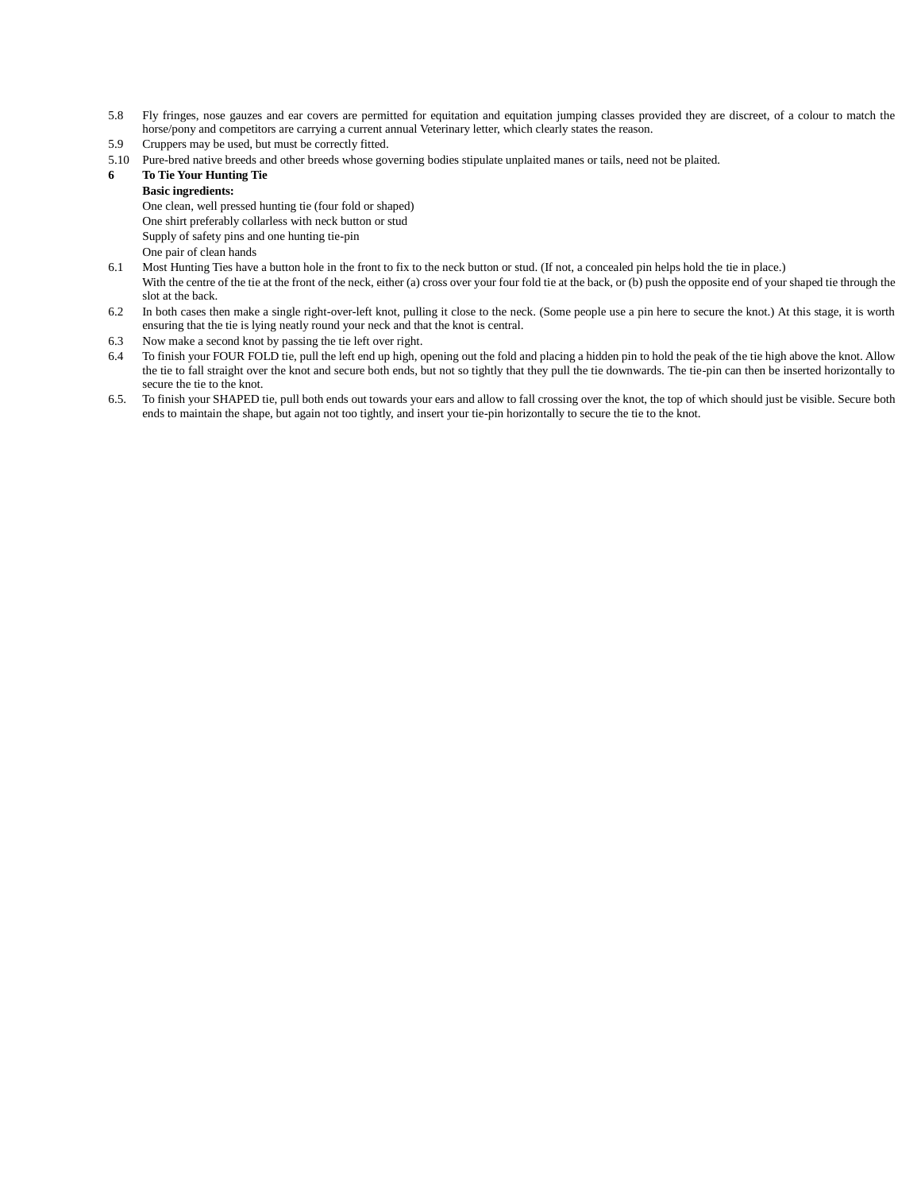5.8 Fly fringes, nose gauzes and ear covers are permitted for equitation and equitation jumping classes provided they are discreet, of a colour to match the horse/pony and competitors are carrying a current annual Veterinary letter, which clearly states the reason.

5.9 Cruppers may be used, but must be correctly fitted.

5.10 Pure-bred native breeds and other breeds whose governing bodies stipulate unplaited manes or tails, need not be plaited.

**6 To Tie Your Hunting Tie**

**Basic ingredients:**

One clean, well pressed hunting tie (four fold or shaped)
One shirt preferably collarless with neck button or stud
Supply of safety pins and one hunting tie-pin
One pair of clean hands

6.1 Most Hunting Ties have a button hole in the front to fix to the neck button or stud. (If not, a concealed pin helps hold the tie in place.)
With the centre of the tie at the front of the neck, either (a) cross over your four fold tie at the back, or (b) push the opposite end of your shaped tie through the slot at the back.

6.2 In both cases then make a single right-over-left knot, pulling it close to the neck. (Some people use a pin here to secure the knot.) At this stage, it is worth ensuring that the tie is lying neatly round your neck and that the knot is central.

6.3 Now make a second knot by passing the tie left over right.

6.4 To finish your FOUR FOLD tie, pull the left end up high, opening out the fold and placing a hidden pin to hold the peak of the tie high above the knot. Allow the tie to fall straight over the knot and secure both ends, but not so tightly that they pull the tie downwards. The tie-pin can then be inserted horizontally to secure the tie to the knot.

6.5. To finish your SHAPED tie, pull both ends out towards your ears and allow to fall crossing over the knot, the top of which should just be visible. Secure both ends to maintain the shape, but again not too tightly, and insert your tie-pin horizontally to secure the tie to the knot.